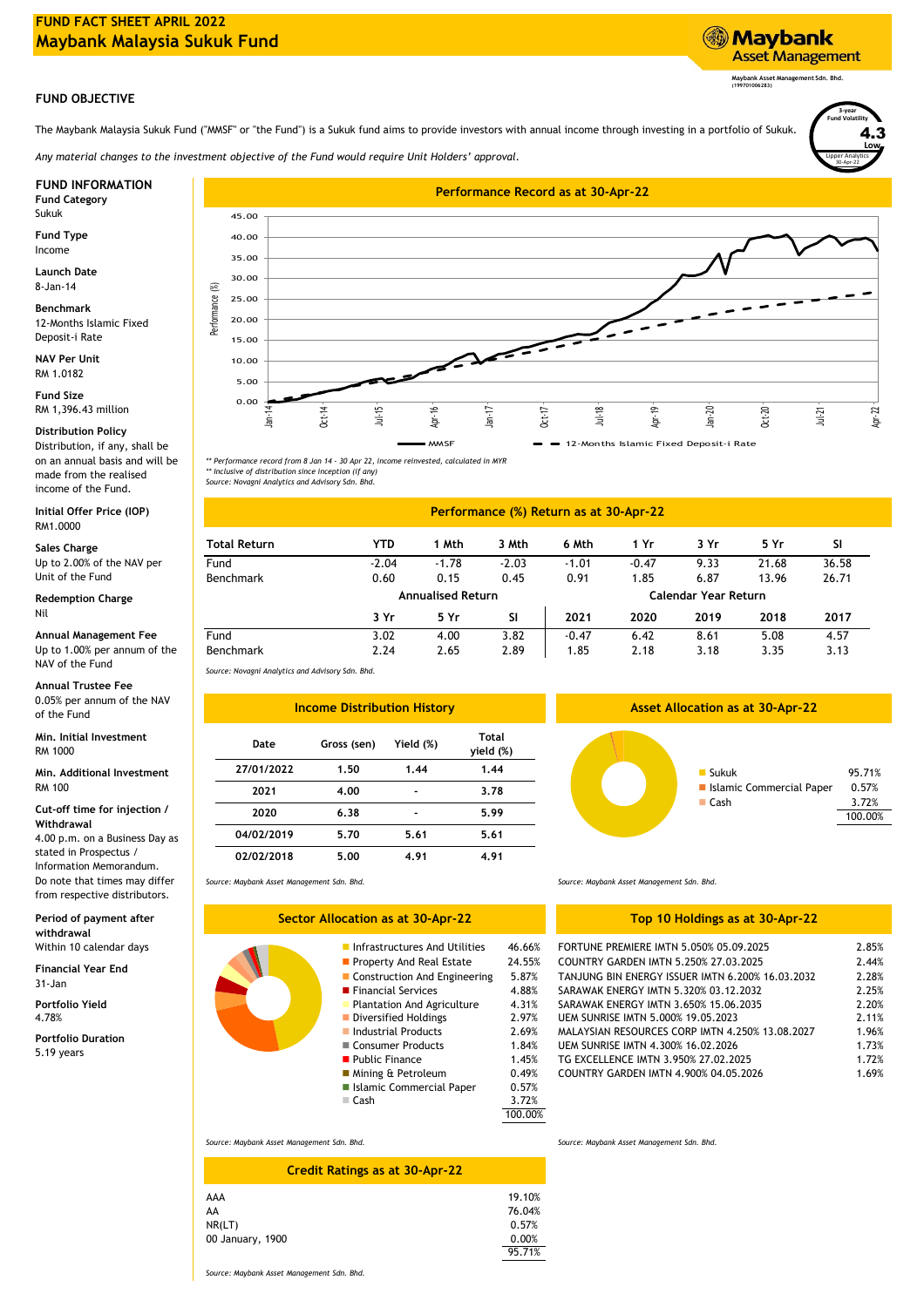# FUND FACT SHEET APRIL 2022

# Maybank Malaysia Sukuk Fund

Maybank Asset Management

Maybank Asset Management Sdn. Bhd. (199701006283)

## FUND OBJECTIVE

The Maybank Malaysia Sukuk Fund ("MMSF" or "the Fund") is a Sukuk fund aims to provide investors with annual income through investing in a portfolio of Sukuk.

*Any material changes to the investment objective of the Fund would require Unit Holders' approval.*

3-year Fund Volatility
4.3
Low
Lipper Analytics 30-Apr-22

## FUND INFORMATION

**Fund Category**
Sukuk

**Fund Type**
Income

**Launch Date**
8-Jan-14

**Benchmark**
12-Months Islamic Fixed Deposit-i Rate

**NAV Per Unit**
RM 1.0182

**Fund Size**
RM 1,396.43 million

**Distribution Policy**
Distribution, if any, shall be on an annual basis and will be made from the realised income of the Fund.

**Initial Offer Price (IOP)**
RM1.0000

**Sales Charge**
Up to 2.00% of the NAV per Unit of the Fund

**Redemption Charge**
Nil

**Annual Management Fee**
Up to 1.00% per annum of the NAV of the Fund

**Annual Trustee Fee**
0.05% per annum of the NAV of the Fund

**Min. Initial Investment**
RM 1000

**Min. Additional Investment**
RM 100

**Cut-off time for injection / Withdrawal**
4.00 p.m. on a Business Day as stated in Prospectus / Information Memorandum. Do note that times may differ from respective distributors.

**Period of payment after withdrawal**
Within 10 calendar days

**Financial Year End**
31-Jan

**Portfolio Yield**
4.78%

**Portfolio Duration**
5.19 years

## Performance Record as at 30-Apr-22

Performance (%)

45.00
40.00
35.00
30.00
25.00
20.00
15.00
10.00
5.00
0.00

Jan-14 Oct-14 Jul-15 Apr-16 Jan-17 Oct-17 Jul-18 Apr-19 Jan-20 Oct-20 Jul-21 Apr-22

MMSF — 12-Months Islamic Fixed Deposit-i Rate

*\*\* Performance record from 8 Jan 14 - 30 Apr 22, income reinvested, calculated in MYR*
*\*\* Inclusive of distribution since inception (if any)*
*Source: Novagni Analytics and Advisory Sdn. Bhd.*

## Performance (%) Return as at 30-Apr-22

| Total Return | YTD | 1 Mth | 3 Mth | 6 Mth | 1 Yr | 3 Yr | 5 Yr | SI |
|---|---|---|---|---|---|---|---|---|
| Fund | -2.04 | -1.78 | -2.03 | -1.01 | -0.47 | 9.33 | 21.68 | 36.58 |
| Benchmark | 0.60 | 0.15 | 0.45 | 0.91 | 1.85 | 6.87 | 13.96 | 26.71 |
| | Annualised Return | | | Calendar Year Return | | | | |
| | 3 Yr | 5 Yr | SI | 2021 | 2020 | 2019 | 2018 | 2017 |
| Fund | 3.02 | 4.00 | 3.82 | -0.47 | 6.42 | 8.61 | 5.08 | 4.57 |
| Benchmark | 2.24 | 2.65 | 2.89 | 1.85 | 2.18 | 3.18 | 3.35 | 3.13 |

*Source: Novagni Analytics and Advisory Sdn. Bhd.*

## Income Distribution History

| Date | Gross (sen) | Yield (%) | Total yield (%) |
|---|---|---|---|
| 27/01/2022 | 1.50 | 1.44 | 1.44 |
| 2021 | 4.00 | - | 3.78 |
| 2020 | 6.38 | - | 5.99 |
| 04/02/2019 | 5.70 | 5.61 | 5.61 |
| 02/02/2018 | 5.00 | 4.91 | 4.91 |

*Source: Maybank Asset Management Sdn. Bhd.*

## Asset Allocation as at 30-Apr-22

| | |
|---|---|
| Sukuk | 95.71% |
| Islamic Commercial Paper | 0.57% |
| Cash | 3.72% |
| | 100.00% |

*Source: Maybank Asset Management Sdn. Bhd.*

## Sector Allocation as at 30-Apr-22

| | |
|---|---|
| Infrastructures And Utilities | 46.66% |
| Property And Real Estate | 24.55% |
| Construction And Engineering | 5.87% |
| Financial Services | 4.88% |
| Plantation And Agriculture | 4.31% |
| Diversified Holdings | 2.97% |
| Industrial Products | 2.69% |
| Consumer Products | 1.84% |
| Public Finance | 1.45% |
| Mining & Petroleum | 0.49% |
| Islamic Commercial Paper | 0.57% |
| Cash | 3.72% |
| | 100.00% |

*Source: Maybank Asset Management Sdn. Bhd.*

## Top 10 Holdings as at 30-Apr-22

| | |
|---|---|
| FORTUNE PREMIERE IMTN 5.050% 05.09.2025 | 2.85% |
| COUNTRY GARDEN IMTN 5.250% 27.03.2025 | 2.44% |
| TANJUNG BIN ENERGY ISSUER IMTN 6.200% 16.03.2032 | 2.28% |
| SARAWAK ENERGY IMTN 5.320% 03.12.2032 | 2.25% |
| SARAWAK ENERGY IMTN 3.650% 15.06.2035 | 2.20% |
| UEM SUNRISE IMTN 5.000% 19.05.2023 | 2.11% |
| MALAYSIAN RESOURCES CORP IMTN 4.250% 13.08.2027 | 1.96% |
| UEM SUNRISE IMTN 4.300% 16.02.2026 | 1.73% |
| TG EXCELLENCE IMTN 3.950% 27.02.2025 | 1.72% |
| COUNTRY GARDEN IMTN 4.900% 04.05.2026 | 1.69% |

*Source: Maybank Asset Management Sdn. Bhd.*

## Credit Ratings as at 30-Apr-22

| | |
|---|---|
| AAA | 19.10% |
| AA | 76.04% |
| NR(LT) | 0.57% |
| 00 January, 1900 | 0.00% |
| | 95.71% |

*Source: Maybank Asset Management Sdn. Bhd.*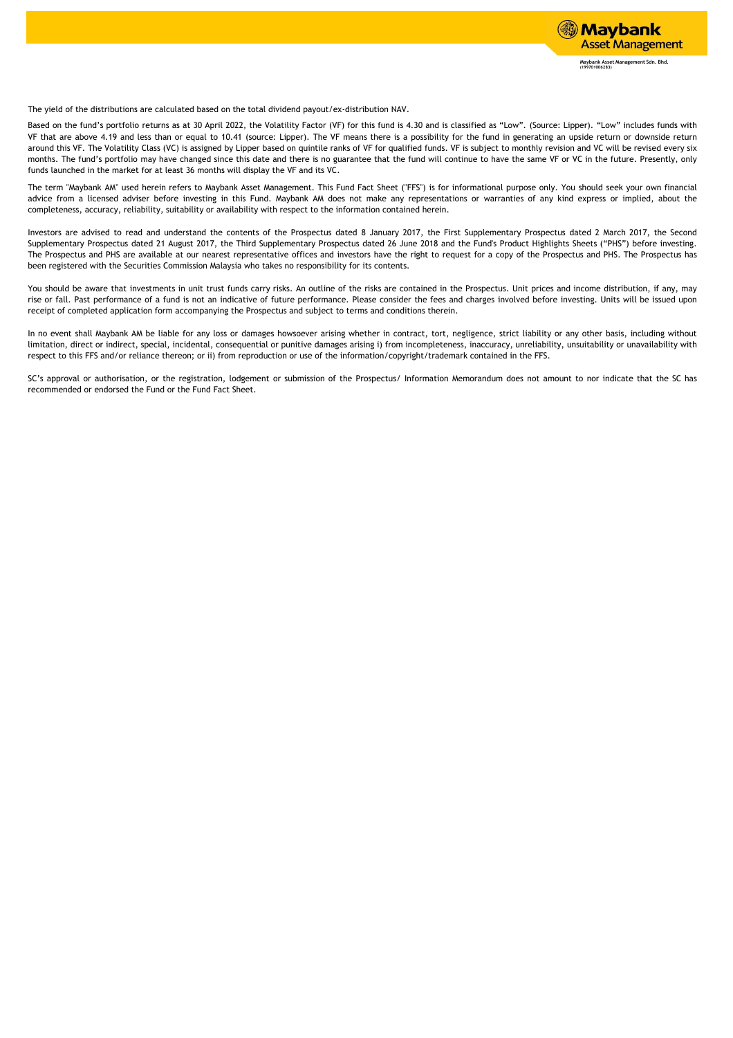The yield of the distributions are calculated based on the total dividend payout/ex-distribution NAV.

Based on the fund's portfolio returns as at 30 April 2022, the Volatility Factor (VF) for this fund is 4.30 and is classified as "Low". (Source: Lipper). "Low" includes funds with VF that are above 4.19 and less than or equal to 10.41 (source: Lipper). The VF means there is a possibility for the fund in generating an upside return or downside return around this VF. The Volatility Class (VC) is assigned by Lipper based on quintile ranks of VF for qualified funds. VF is subject to monthly revision and VC will be revised every six months. The fund's portfolio may have changed since this date and there is no guarantee that the fund will continue to have the same VF or VC in the future. Presently, only funds launched in the market for at least 36 months will display the VF and its VC.

The term "Maybank AM" used herein refers to Maybank Asset Management. This Fund Fact Sheet ("FFS") is for informational purpose only. You should seek your own financial advice from a licensed adviser before investing in this Fund. Maybank AM does not make any representations or warranties of any kind express or implied, about the completeness, accuracy, reliability, suitability or availability with respect to the information contained herein.

Investors are advised to read and understand the contents of the Prospectus dated 8 January 2017, the First Supplementary Prospectus dated 2 March 2017, the Second Supplementary Prospectus dated 21 August 2017, the Third Supplementary Prospectus dated 26 June 2018 and the Fund's Product Highlights Sheets ("PHS") before investing. The Prospectus and PHS are available at our nearest representative offices and investors have the right to request for a copy of the Prospectus and PHS. The Prospectus has been registered with the Securities Commission Malaysia who takes no responsibility for its contents.

You should be aware that investments in unit trust funds carry risks. An outline of the risks are contained in the Prospectus. Unit prices and income distribution, if any, may rise or fall. Past performance of a fund is not an indicative of future performance. Please consider the fees and charges involved before investing. Units will be issued upon receipt of completed application form accompanying the Prospectus and subject to terms and conditions therein.

In no event shall Maybank AM be liable for any loss or damages howsoever arising whether in contract, tort, negligence, strict liability or any other basis, including without limitation, direct or indirect, special, incidental, consequential or punitive damages arising i) from incompleteness, inaccuracy, unreliability, unsuitability or unavailability with respect to this FFS and/or reliance thereon; or ii) from reproduction or use of the information/copyright/trademark contained in the FFS.

SC's approval or authorisation, or the registration, lodgement or submission of the Prospectus/ Information Memorandum does not amount to nor indicate that the SC has recommended or endorsed the Fund or the Fund Fact Sheet.